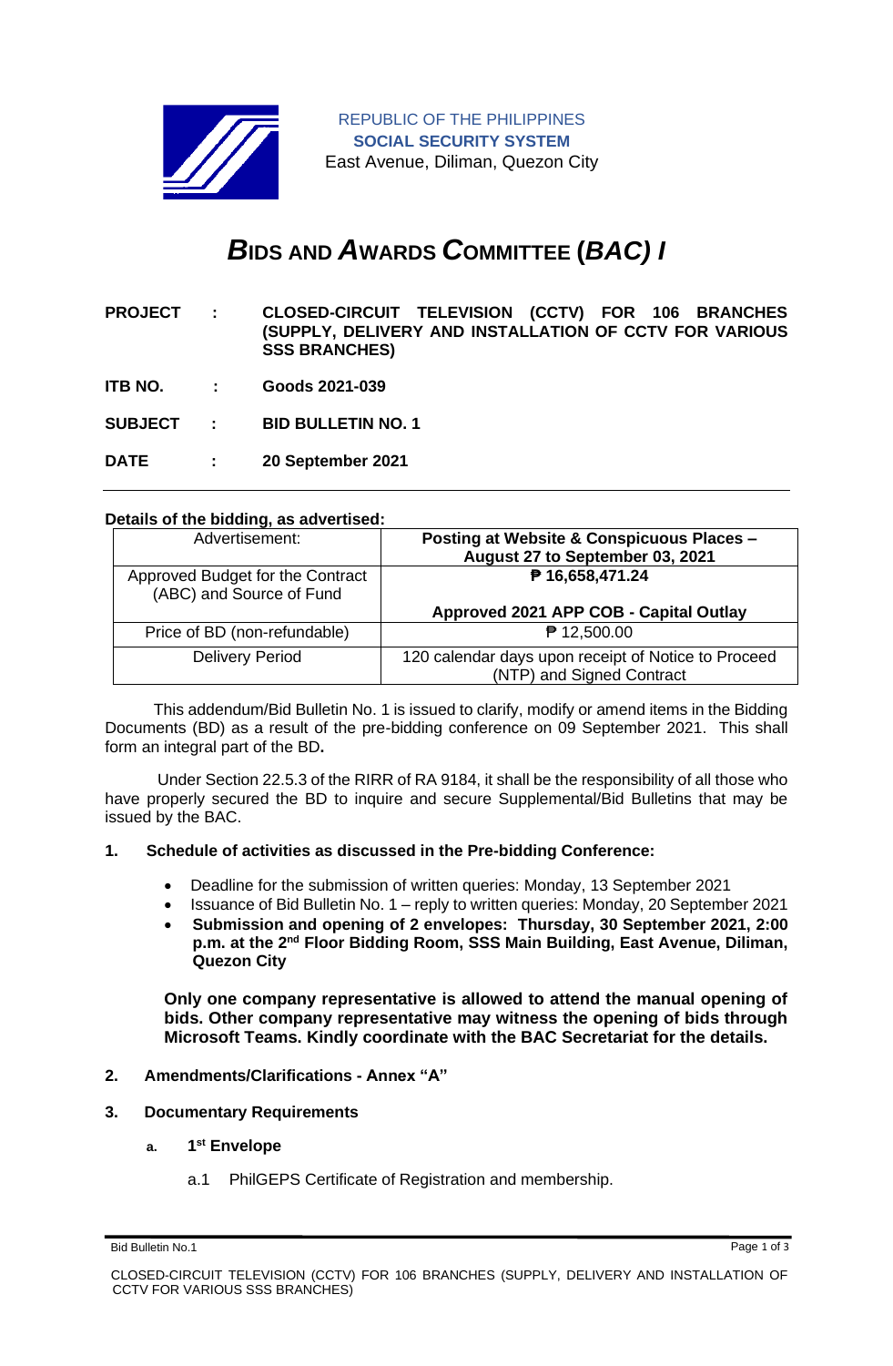REPUBLIC OF THE PHILIPPINES
**SOCIAL SECURITY SYSTEM**
East Avenue, Diliman, Quezon City

# *B*IDS AND *A*WARDS *C*OMMITTEE (*BAC) I*

**PROJECT : CLOSED-CIRCUIT TELEVISION (CCTV) FOR 106 BRANCHES (SUPPLY, DELIVERY AND INSTALLATION OF CCTV FOR VARIOUS SSS BRANCHES)**

**ITB NO. : Goods 2021-039**

**SUBJECT : BID BULLETIN NO. 1**

**DATE : 20 September 2021**

**Details of the bidding, as advertised:**

| Advertisement: | **Posting at Website & Conspicuous Places – August 27 to September 03, 2021** |
|---|---|
| Approved Budget for the Contract (ABC) and Source of Fund | **₱ 16,658,471.24**<br><br>**Approved 2021 APP COB - Capital Outlay** |
| Price of BD (non-refundable) | ₱ 12,500.00 |
| Delivery Period | 120 calendar days upon receipt of Notice to Proceed (NTP) and Signed Contract |

This addendum/Bid Bulletin No. 1 is issued to clarify, modify or amend items in the Bidding Documents (BD) as a result of the pre-bidding conference on 09 September 2021. This shall form an integral part of the BD**.**

Under Section 22.5.3 of the RIRR of RA 9184, it shall be the responsibility of all those who have properly secured the BD to inquire and secure Supplemental/Bid Bulletins that may be issued by the BAC.

**1. Schedule of activities as discussed in the Pre-bidding Conference:**

- Deadline for the submission of written queries: Monday, 13 September 2021
- Issuance of Bid Bulletin No. 1 – reply to written queries: Monday, 20 September 2021
- **Submission and opening of 2 envelopes: Thursday, 30 September 2021, 2:00 p.m. at the 2nd Floor Bidding Room, SSS Main Building, East Avenue, Diliman, Quezon City**

**Only one company representative is allowed to attend the manual opening of bids. Other company representative may witness the opening of bids through Microsoft Teams. Kindly coordinate with the BAC Secretariat for the details.**

**2. Amendments/Clarifications - Annex "A"**

**3. Documentary Requirements**

**a. 1st Envelope**

a.1 PhilGEPS Certificate of Registration and membership.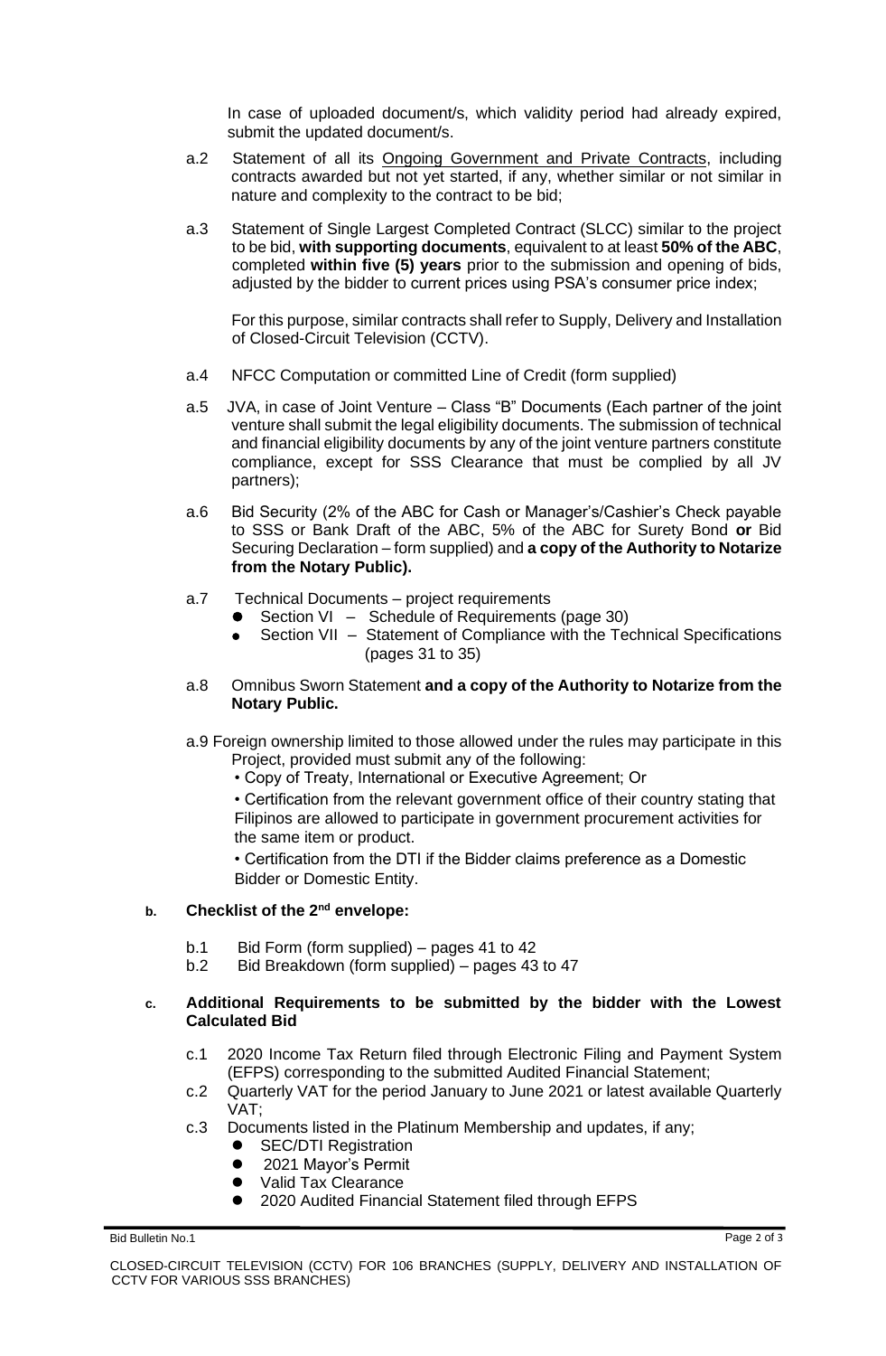In case of uploaded document/s, which validity period had already expired, submit the updated document/s.

a.2 Statement of all its Ongoing Government and Private Contracts, including contracts awarded but not yet started, if any, whether similar or not similar in nature and complexity to the contract to be bid;

a.3 Statement of Single Largest Completed Contract (SLCC) similar to the project to be bid, **with supporting documents**, equivalent to at least **50% of the ABC**, completed **within five (5) years** prior to the submission and opening of bids, adjusted by the bidder to current prices using PSA's consumer price index;

For this purpose, similar contracts shall refer to Supply, Delivery and Installation of Closed-Circuit Television (CCTV).

a.4 NFCC Computation or committed Line of Credit (form supplied)

a.5 JVA, in case of Joint Venture – Class "B" Documents (Each partner of the joint venture shall submit the legal eligibility documents. The submission of technical and financial eligibility documents by any of the joint venture partners constitute compliance, except for SSS Clearance that must be complied by all JV partners);

a.6 Bid Security (2% of the ABC for Cash or Manager's/Cashier's Check payable to SSS or Bank Draft of the ABC, 5% of the ABC for Surety Bond **or** Bid Securing Declaration – form supplied) and **a copy of the Authority to Notarize from the Notary Public).**

a.7 Technical Documents – project requirements
- Section VI – Schedule of Requirements (page 30)
- Section VII – Statement of Compliance with the Technical Specifications (pages 31 to 35)

a.8 Omnibus Sworn Statement **and a copy of the Authority to Notarize from the Notary Public.**

a.9 Foreign ownership limited to those allowed under the rules may participate in this Project, provided must submit any of the following:
- Copy of Treaty, International or Executive Agreement; Or
- Certification from the relevant government office of their country stating that Filipinos are allowed to participate in government procurement activities for the same item or product.
- Certification from the DTI if the Bidder claims preference as a Domestic Bidder or Domestic Entity.

**b. Checklist of the 2nd envelope:**

b.1 Bid Form (form supplied) – pages 41 to 42

b.2 Bid Breakdown (form supplied) – pages 43 to 47

**c. Additional Requirements to be submitted by the bidder with the Lowest Calculated Bid**

c.1 2020 Income Tax Return filed through Electronic Filing and Payment System (EFPS) corresponding to the submitted Audited Financial Statement;

c.2 Quarterly VAT for the period January to June 2021 or latest available Quarterly VAT;

c.3 Documents listed in the Platinum Membership and updates, if any;
- SEC/DTI Registration
- 2021 Mayor's Permit
- Valid Tax Clearance
- 2020 Audited Financial Statement filed through EFPS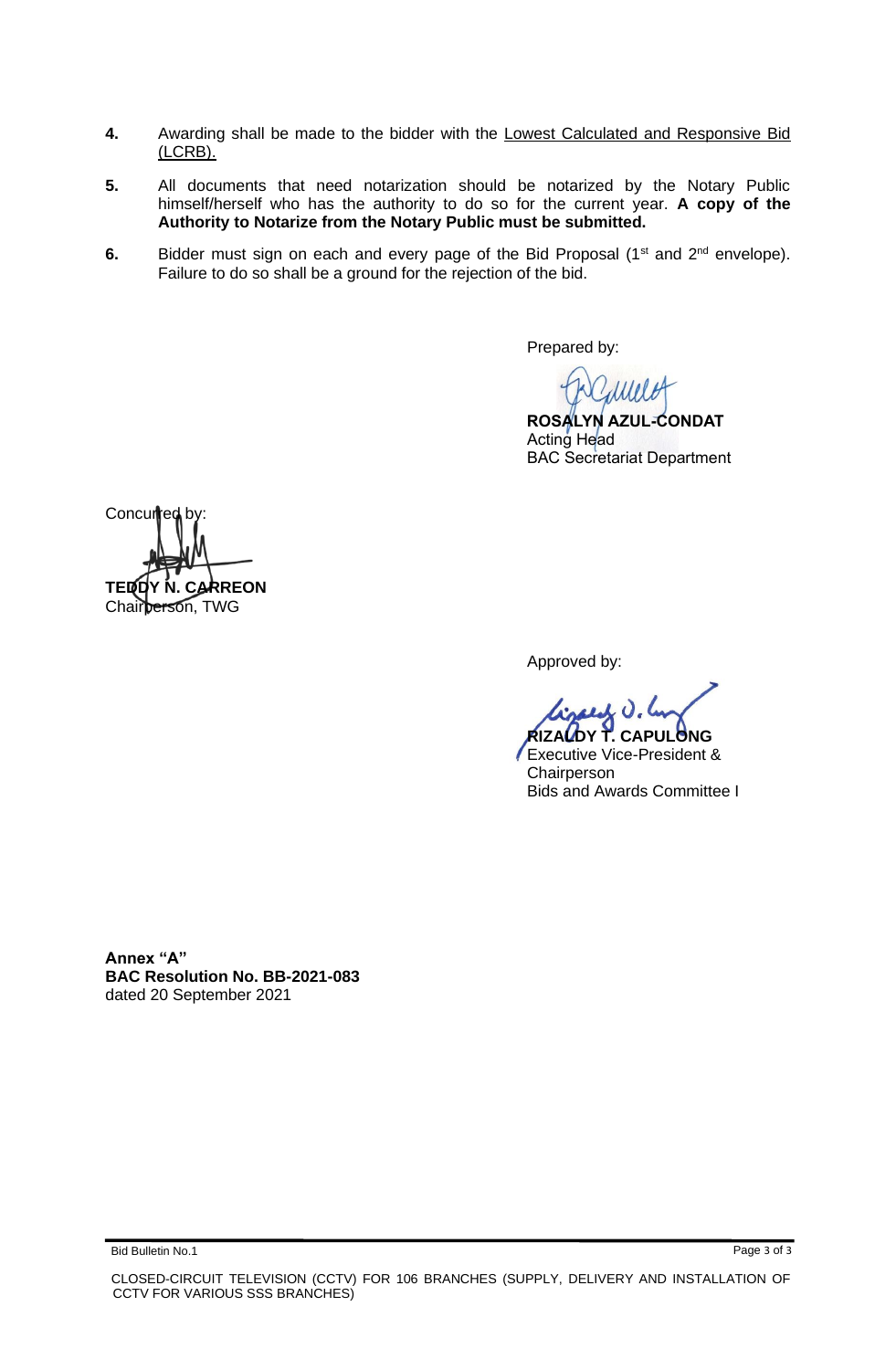4. Awarding shall be made to the bidder with the Lowest Calculated and Responsive Bid (LCRB).

5. All documents that need notarization should be notarized by the Notary Public himself/herself who has the authority to do so for the current year. **A copy of the Authority to Notarize from the Notary Public must be submitted.**

6. Bidder must sign on each and every page of the Bid Proposal (1st and 2nd envelope). Failure to do so shall be a ground for the rejection of the bid.

Prepared by:

**ROSALYN AZUL-CONDAT**
Acting Head
BAC Secretariat Department

Concurred by:

**TEDDY N. CARREON**
Chairperson, TWG

Approved by:

**RIZALDY T. CAPULONG**
Executive Vice-President &
Chairperson
Bids and Awards Committee I

**Annex "A"**
**BAC Resolution No. BB-2021-083**
dated 20 September 2021

Bid Bulletin No.1

CLOSED-CIRCUIT TELEVISION (CCTV) FOR 106 BRANCHES (SUPPLY, DELIVERY AND INSTALLATION OF CCTV FOR VARIOUS SSS BRANCHES)